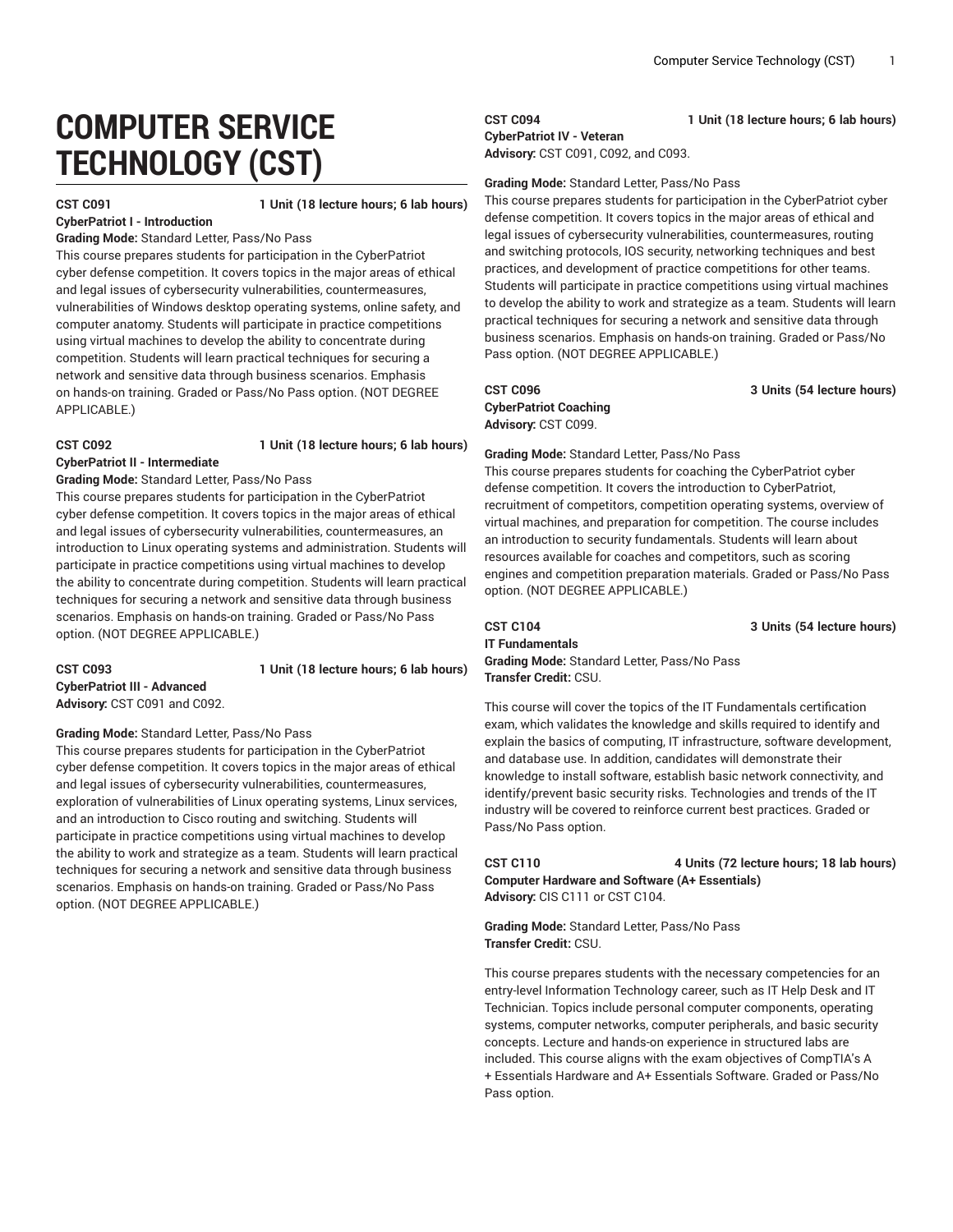# COMPUTER SERVICE TECHNOLOGY (CST)

**CST C091** **1 Unit (18 lecture hours; 6 lab hours)**
**CyberPatriot I - Introduction**
**Grading Mode:** Standard Letter, Pass/No Pass
This course prepares students for participation in the CyberPatriot cyber defense competition. It covers topics in the major areas of ethical and legal issues of cybersecurity vulnerabilities, countermeasures, vulnerabilities of Windows desktop operating systems, online safety, and computer anatomy. Students will participate in practice competitions using virtual machines to develop the ability to concentrate during competition. Students will learn practical techniques for securing a network and sensitive data through business scenarios. Emphasis on hands-on training. Graded or Pass/No Pass option. (NOT DEGREE APPLICABLE.)

**CST C092** **1 Unit (18 lecture hours; 6 lab hours)**
**CyberPatriot II - Intermediate**
**Grading Mode:** Standard Letter, Pass/No Pass
This course prepares students for participation in the CyberPatriot cyber defense competition. It covers topics in the major areas of ethical and legal issues of cybersecurity vulnerabilities, countermeasures, an introduction to Linux operating systems and administration. Students will participate in practice competitions using virtual machines to develop the ability to concentrate during competition. Students will learn practical techniques for securing a network and sensitive data through business scenarios. Emphasis on hands-on training. Graded or Pass/No Pass option. (NOT DEGREE APPLICABLE.)

**CST C093** **1 Unit (18 lecture hours; 6 lab hours)**
**CyberPatriot III - Advanced**
**Advisory:** CST C091 and C092.

**Grading Mode:** Standard Letter, Pass/No Pass
This course prepares students for participation in the CyberPatriot cyber defense competition. It covers topics in the major areas of ethical and legal issues of cybersecurity vulnerabilities, countermeasures, exploration of vulnerabilities of Linux operating systems, Linux services, and an introduction to Cisco routing and switching. Students will participate in practice competitions using virtual machines to develop the ability to work and strategize as a team. Students will learn practical techniques for securing a network and sensitive data through business scenarios. Emphasis on hands-on training. Graded or Pass/No Pass option. (NOT DEGREE APPLICABLE.)

**CST C094** **1 Unit (18 lecture hours; 6 lab hours)**
**CyberPatriot IV - Veteran**
**Advisory:** CST C091, C092, and C093.

**Grading Mode:** Standard Letter, Pass/No Pass
This course prepares students for participation in the CyberPatriot cyber defense competition. It covers topics in the major areas of ethical and legal issues of cybersecurity vulnerabilities, countermeasures, routing and switching protocols, IOS security, networking techniques and best practices, and development of practice competitions for other teams. Students will participate in practice competitions using virtual machines to develop the ability to work and strategize as a team. Students will learn practical techniques for securing a network and sensitive data through business scenarios. Emphasis on hands-on training. Graded or Pass/No Pass option. (NOT DEGREE APPLICABLE.)

**CST C096** **3 Units (54 lecture hours)**
**CyberPatriot Coaching**
**Advisory:** CST C099.

**Grading Mode:** Standard Letter, Pass/No Pass
This course prepares students for coaching the CyberPatriot cyber defense competition. It covers the introduction to CyberPatriot, recruitment of competitors, competition operating systems, overview of virtual machines, and preparation for competition. The course includes an introduction to security fundamentals. Students will learn about resources available for coaches and competitors, such as scoring engines and competition preparation materials. Graded or Pass/No Pass option. (NOT DEGREE APPLICABLE.)

**CST C104** **3 Units (54 lecture hours)**
**IT Fundamentals**
**Grading Mode:** Standard Letter, Pass/No Pass
**Transfer Credit:** CSU.

This course will cover the topics of the IT Fundamentals certification exam, which validates the knowledge and skills required to identify and explain the basics of computing, IT infrastructure, software development, and database use. In addition, candidates will demonstrate their knowledge to install software, establish basic network connectivity, and identify/prevent basic security risks. Technologies and trends of the IT industry will be covered to reinforce current best practices. Graded or Pass/No Pass option.

**CST C110** **4 Units (72 lecture hours; 18 lab hours)**
**Computer Hardware and Software (A+ Essentials)**
**Advisory:** CIS C111 or CST C104.

**Grading Mode:** Standard Letter, Pass/No Pass
**Transfer Credit:** CSU.

This course prepares students with the necessary competencies for an entry-level Information Technology career, such as IT Help Desk and IT Technician. Topics include personal computer components, operating systems, computer networks, computer peripherals, and basic security concepts. Lecture and hands-on experience in structured labs are included. This course aligns with the exam objectives of CompTIA's A+ Essentials Hardware and A+ Essentials Software. Graded or Pass/No Pass option.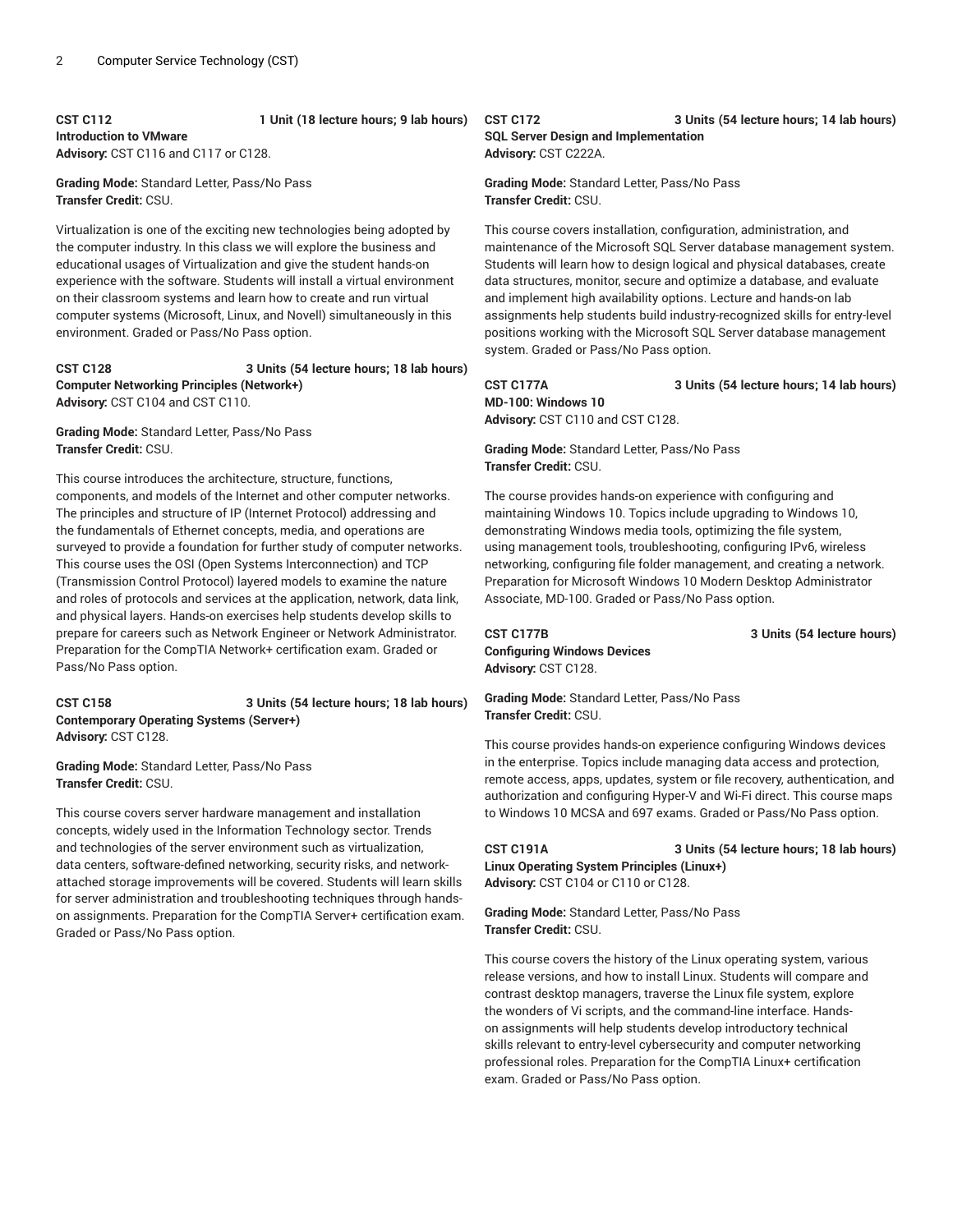**CST C112** **1 Unit (18 lecture hours; 9 lab hours)**
**Introduction to VMware**
**Advisory:** CST C116 and C117 or C128.

**Grading Mode:** Standard Letter, Pass/No Pass
**Transfer Credit:** CSU.

Virtualization is one of the exciting new technologies being adopted by the computer industry. In this class we will explore the business and educational usages of Virtualization and give the student hands-on experience with the software. Students will install a virtual environment on their classroom systems and learn how to create and run virtual computer systems (Microsoft, Linux, and Novell) simultaneously in this environment. Graded or Pass/No Pass option.

**CST C128** **3 Units (54 lecture hours; 18 lab hours)**
**Computer Networking Principles (Network+)**
**Advisory:** CST C104 and CST C110.

**Grading Mode:** Standard Letter, Pass/No Pass
**Transfer Credit:** CSU.

This course introduces the architecture, structure, functions, components, and models of the Internet and other computer networks. The principles and structure of IP (Internet Protocol) addressing and the fundamentals of Ethernet concepts, media, and operations are surveyed to provide a foundation for further study of computer networks. This course uses the OSI (Open Systems Interconnection) and TCP (Transmission Control Protocol) layered models to examine the nature and roles of protocols and services at the application, network, data link, and physical layers. Hands-on exercises help students develop skills to prepare for careers such as Network Engineer or Network Administrator. Preparation for the CompTIA Network+ certification exam. Graded or Pass/No Pass option.

**CST C158** **3 Units (54 lecture hours; 18 lab hours)**
**Contemporary Operating Systems (Server+)**
**Advisory:** CST C128.

**Grading Mode:** Standard Letter, Pass/No Pass
**Transfer Credit:** CSU.

This course covers server hardware management and installation concepts, widely used in the Information Technology sector. Trends and technologies of the server environment such as virtualization, data centers, software-defined networking, security risks, and network-attached storage improvements will be covered. Students will learn skills for server administration and troubleshooting techniques through hands-on assignments. Preparation for the CompTIA Server+ certification exam. Graded or Pass/No Pass option.

**CST C172** **3 Units (54 lecture hours; 14 lab hours)**
**SQL Server Design and Implementation**
**Advisory:** CST C222A.

**Grading Mode:** Standard Letter, Pass/No Pass
**Transfer Credit:** CSU.

This course covers installation, configuration, administration, and maintenance of the Microsoft SQL Server database management system. Students will learn how to design logical and physical databases, create data structures, monitor, secure and optimize a database, and evaluate and implement high availability options. Lecture and hands-on lab assignments help students build industry-recognized skills for entry-level positions working with the Microsoft SQL Server database management system. Graded or Pass/No Pass option.

**CST C177A** **3 Units (54 lecture hours; 14 lab hours)**
**MD-100: Windows 10**
**Advisory:** CST C110 and CST C128.

**Grading Mode:** Standard Letter, Pass/No Pass
**Transfer Credit:** CSU.

The course provides hands-on experience with configuring and maintaining Windows 10. Topics include upgrading to Windows 10, demonstrating Windows media tools, optimizing the file system, using management tools, troubleshooting, configuring IPv6, wireless networking, configuring file folder management, and creating a network. Preparation for Microsoft Windows 10 Modern Desktop Administrator Associate, MD-100. Graded or Pass/No Pass option.

**CST C177B** **3 Units (54 lecture hours)**
**Configuring Windows Devices**
**Advisory:** CST C128.

**Grading Mode:** Standard Letter, Pass/No Pass
**Transfer Credit:** CSU.

This course provides hands-on experience configuring Windows devices in the enterprise. Topics include managing data access and protection, remote access, apps, updates, system or file recovery, authentication, and authorization and configuring Hyper-V and Wi-Fi direct. This course maps to Windows 10 MCSA and 697 exams. Graded or Pass/No Pass option.

**CST C191A** **3 Units (54 lecture hours; 18 lab hours)**
**Linux Operating System Principles (Linux+)**
**Advisory:** CST C104 or C110 or C128.

**Grading Mode:** Standard Letter, Pass/No Pass
**Transfer Credit:** CSU.

This course covers the history of the Linux operating system, various release versions, and how to install Linux. Students will compare and contrast desktop managers, traverse the Linux file system, explore the wonders of Vi scripts, and the command-line interface. Hands-on assignments will help students develop introductory technical skills relevant to entry-level cybersecurity and computer networking professional roles. Preparation for the CompTIA Linux+ certification exam. Graded or Pass/No Pass option.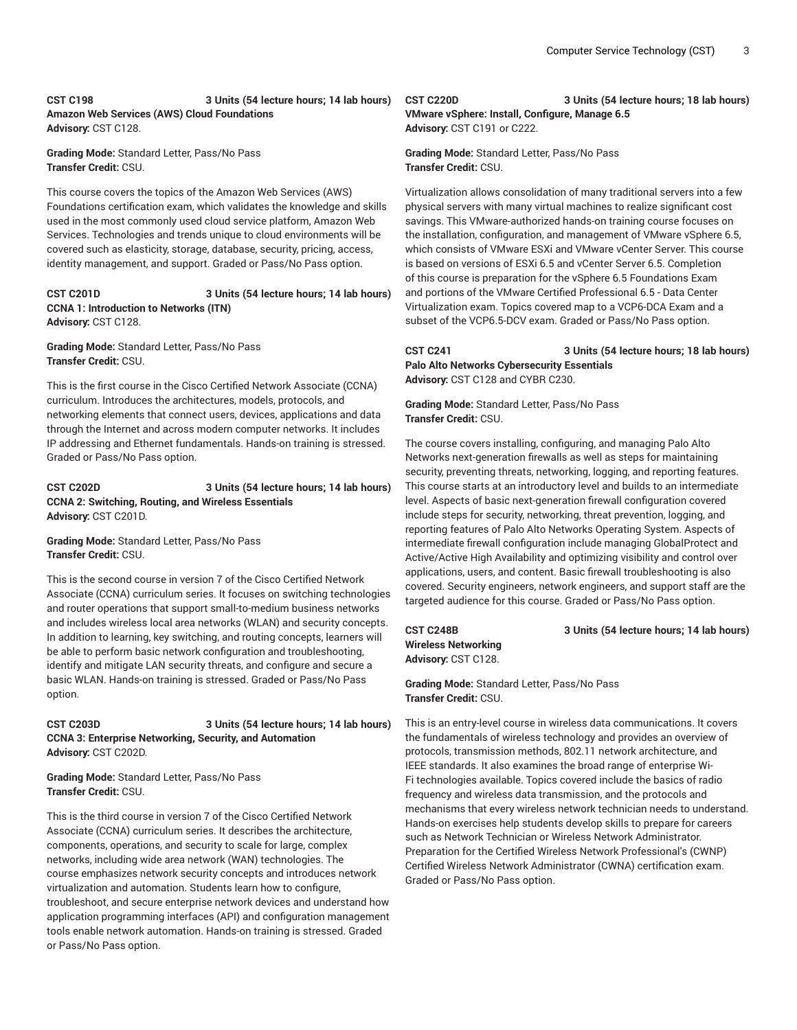**CST C198 3 Units (54 lecture hours; 14 lab hours)**
**Amazon Web Services (AWS) Cloud Foundations**
**Advisory:** CST C128.

**Grading Mode:** Standard Letter, Pass/No Pass
**Transfer Credit:** CSU.

This course covers the topics of the Amazon Web Services (AWS) Foundations certification exam, which validates the knowledge and skills used in the most commonly used cloud service platform, Amazon Web Services. Technologies and trends unique to cloud environments will be covered such as elasticity, storage, database, security, pricing, access, identity management, and support. Graded or Pass/No Pass option.

**CST C201D 3 Units (54 lecture hours; 14 lab hours)**
**CCNA 1: Introduction to Networks (ITN)**
**Advisory:** CST C128.

**Grading Mode:** Standard Letter, Pass/No Pass
**Transfer Credit:** CSU.

This is the first course in the Cisco Certified Network Associate (CCNA) curriculum. Introduces the architectures, models, protocols, and networking elements that connect users, devices, applications and data through the Internet and across modern computer networks. It includes IP addressing and Ethernet fundamentals. Hands-on training is stressed. Graded or Pass/No Pass option.

**CST C202D 3 Units (54 lecture hours; 14 lab hours)**
**CCNA 2: Switching, Routing, and Wireless Essentials**
**Advisory:** CST C201D.

**Grading Mode:** Standard Letter, Pass/No Pass
**Transfer Credit:** CSU.

This is the second course in version 7 of the Cisco Certified Network Associate (CCNA) curriculum series. It focuses on switching technologies and router operations that support small-to-medium business networks and includes wireless local area networks (WLAN) and security concepts. In addition to learning, key switching, and routing concepts, learners will be able to perform basic network configuration and troubleshooting, identify and mitigate LAN security threats, and configure and secure a basic WLAN. Hands-on training is stressed. Graded or Pass/No Pass option.

**CST C203D 3 Units (54 lecture hours; 14 lab hours)**
**CCNA 3: Enterprise Networking, Security, and Automation**
**Advisory:** CST C202D.

**Grading Mode:** Standard Letter, Pass/No Pass
**Transfer Credit:** CSU.

This is the third course in version 7 of the Cisco Certified Network Associate (CCNA) curriculum series. It describes the architecture, components, operations, and security to scale for large, complex networks, including wide area network (WAN) technologies. The course emphasizes network security concepts and introduces network virtualization and automation. Students learn how to configure, troubleshoot, and secure enterprise network devices and understand how application programming interfaces (API) and configuration management tools enable network automation. Hands-on training is stressed. Graded or Pass/No Pass option.

**CST C220D 3 Units (54 lecture hours; 18 lab hours)**
**VMware vSphere: Install, Configure, Manage 6.5**
**Advisory:** CST C191 or C222.

**Grading Mode:** Standard Letter, Pass/No Pass
**Transfer Credit:** CSU.

Virtualization allows consolidation of many traditional servers into a few physical servers with many virtual machines to realize significant cost savings. This VMware-authorized hands-on training course focuses on the installation, configuration, and management of VMware vSphere 6.5, which consists of VMware ESXi and VMware vCenter Server. This course is based on versions of ESXi 6.5 and vCenter Server 6.5. Completion of this course is preparation for the vSphere 6.5 Foundations Exam and portions of the VMware Certified Professional 6.5 - Data Center Virtualization exam. Topics covered map to a VCP6-DCA Exam and a subset of the VCP6.5-DCV exam. Graded or Pass/No Pass option.

**CST C241 3 Units (54 lecture hours; 18 lab hours)**
**Palo Alto Networks Cybersecurity Essentials**
**Advisory:** CST C128 and CYBR C230.

**Grading Mode:** Standard Letter, Pass/No Pass
**Transfer Credit:** CSU.

The course covers installing, configuring, and managing Palo Alto Networks next-generation firewalls as well as steps for maintaining security, preventing threats, networking, logging, and reporting features. This course starts at an introductory level and builds to an intermediate level. Aspects of basic next-generation firewall configuration covered include steps for security, networking, threat prevention, logging, and reporting features of Palo Alto Networks Operating System. Aspects of intermediate firewall configuration include managing GlobalProtect and Active/Active High Availability and optimizing visibility and control over applications, users, and content. Basic firewall troubleshooting is also covered. Security engineers, network engineers, and support staff are the targeted audience for this course. Graded or Pass/No Pass option.

**CST C248B 3 Units (54 lecture hours; 14 lab hours)**
**Wireless Networking**
**Advisory:** CST C128.

**Grading Mode:** Standard Letter, Pass/No Pass
**Transfer Credit:** CSU.

This is an entry-level course in wireless data communications. It covers the fundamentals of wireless technology and provides an overview of protocols, transmission methods, 802.11 network architecture, and IEEE standards. It also examines the broad range of enterprise Wi-Fi technologies available. Topics covered include the basics of radio frequency and wireless data transmission, and the protocols and mechanisms that every wireless network technician needs to understand. Hands-on exercises help students develop skills to prepare for careers such as Network Technician or Wireless Network Administrator. Preparation for the Certified Wireless Network Professional's (CWNP) Certified Wireless Network Administrator (CWNA) certification exam. Graded or Pass/No Pass option.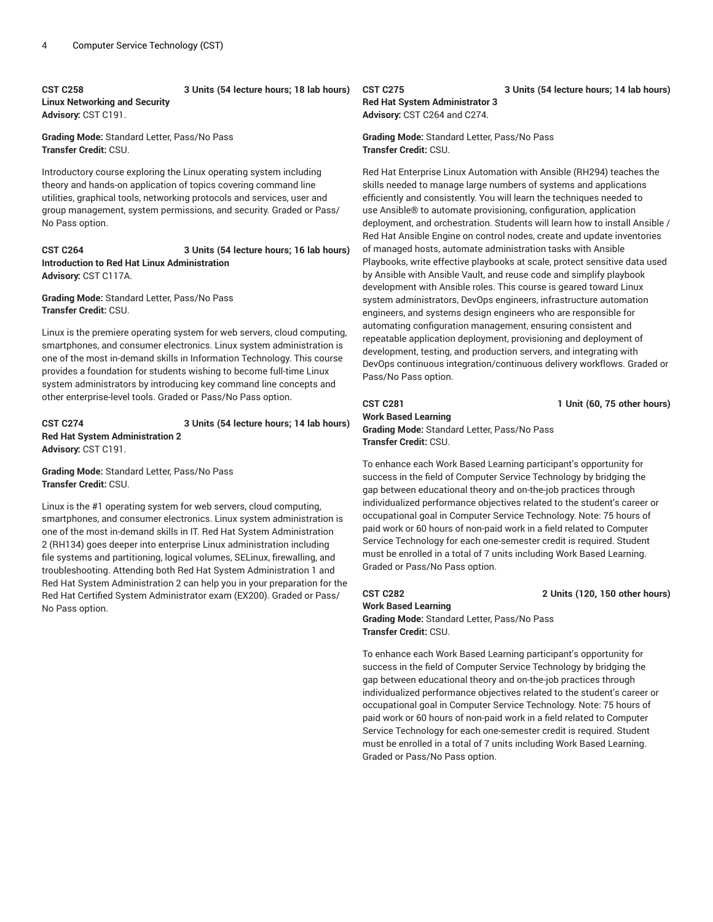**CST C258** **3 Units (54 lecture hours; 18 lab hours)**
**Linux Networking and Security**
**Advisory:** CST C191.

**Grading Mode:** Standard Letter, Pass/No Pass
**Transfer Credit:** CSU.

Introductory course exploring the Linux operating system including theory and hands-on application of topics covering command line utilities, graphical tools, networking protocols and services, user and group management, system permissions, and security. Graded or Pass/No Pass option.

**CST C264** **3 Units (54 lecture hours; 16 lab hours)**
**Introduction to Red Hat Linux Administration**
**Advisory:** CST C117A.

**Grading Mode:** Standard Letter, Pass/No Pass
**Transfer Credit:** CSU.

Linux is the premiere operating system for web servers, cloud computing, smartphones, and consumer electronics. Linux system administration is one of the most in-demand skills in Information Technology. This course provides a foundation for students wishing to become full-time Linux system administrators by introducing key command line concepts and other enterprise-level tools. Graded or Pass/No Pass option.

**CST C274** **3 Units (54 lecture hours; 14 lab hours)**
**Red Hat System Administration 2**
**Advisory:** CST C191.

**Grading Mode:** Standard Letter, Pass/No Pass
**Transfer Credit:** CSU.

Linux is the #1 operating system for web servers, cloud computing, smartphones, and consumer electronics. Linux system administration is one of the most in-demand skills in IT. Red Hat System Administration 2 (RH134) goes deeper into enterprise Linux administration including file systems and partitioning, logical volumes, SELinux, firewalling, and troubleshooting. Attending both Red Hat System Administration 1 and Red Hat System Administration 2 can help you in your preparation for the Red Hat Certified System Administrator exam (EX200). Graded or Pass/No Pass option.

**CST C275** **3 Units (54 lecture hours; 14 lab hours)**
**Red Hat System Administrator 3**
**Advisory:** CST C264 and C274.

**Grading Mode:** Standard Letter, Pass/No Pass
**Transfer Credit:** CSU.

Red Hat Enterprise Linux Automation with Ansible (RH294) teaches the skills needed to manage large numbers of systems and applications efficiently and consistently. You will learn the techniques needed to use Ansible® to automate provisioning, configuration, application deployment, and orchestration. Students will learn how to install Ansible / Red Hat Ansible Engine on control nodes, create and update inventories of managed hosts, automate administration tasks with Ansible Playbooks, write effective playbooks at scale, protect sensitive data used by Ansible with Ansible Vault, and reuse code and simplify playbook development with Ansible roles. This course is geared toward Linux system administrators, DevOps engineers, infrastructure automation engineers, and systems design engineers who are responsible for automating configuration management, ensuring consistent and repeatable application deployment, provisioning and deployment of development, testing, and production servers, and integrating with DevOps continuous integration/continuous delivery workflows. Graded or Pass/No Pass option.

**CST C281** **1 Unit (60, 75 other hours)**
**Work Based Learning**
**Grading Mode:** Standard Letter, Pass/No Pass
**Transfer Credit:** CSU.

To enhance each Work Based Learning participant's opportunity for success in the field of Computer Service Technology by bridging the gap between educational theory and on-the-job practices through individualized performance objectives related to the student's career or occupational goal in Computer Service Technology. Note: 75 hours of paid work or 60 hours of non-paid work in a field related to Computer Service Technology for each one-semester credit is required. Student must be enrolled in a total of 7 units including Work Based Learning. Graded or Pass/No Pass option.

**CST C282** **2 Units (120, 150 other hours)**
**Work Based Learning**
**Grading Mode:** Standard Letter, Pass/No Pass
**Transfer Credit:** CSU.

To enhance each Work Based Learning participant's opportunity for success in the field of Computer Service Technology by bridging the gap between educational theory and on-the-job practices through individualized performance objectives related to the student's career or occupational goal in Computer Service Technology. Note: 75 hours of paid work or 60 hours of non-paid work in a field related to Computer Service Technology for each one-semester credit is required. Student must be enrolled in a total of 7 units including Work Based Learning. Graded or Pass/No Pass option.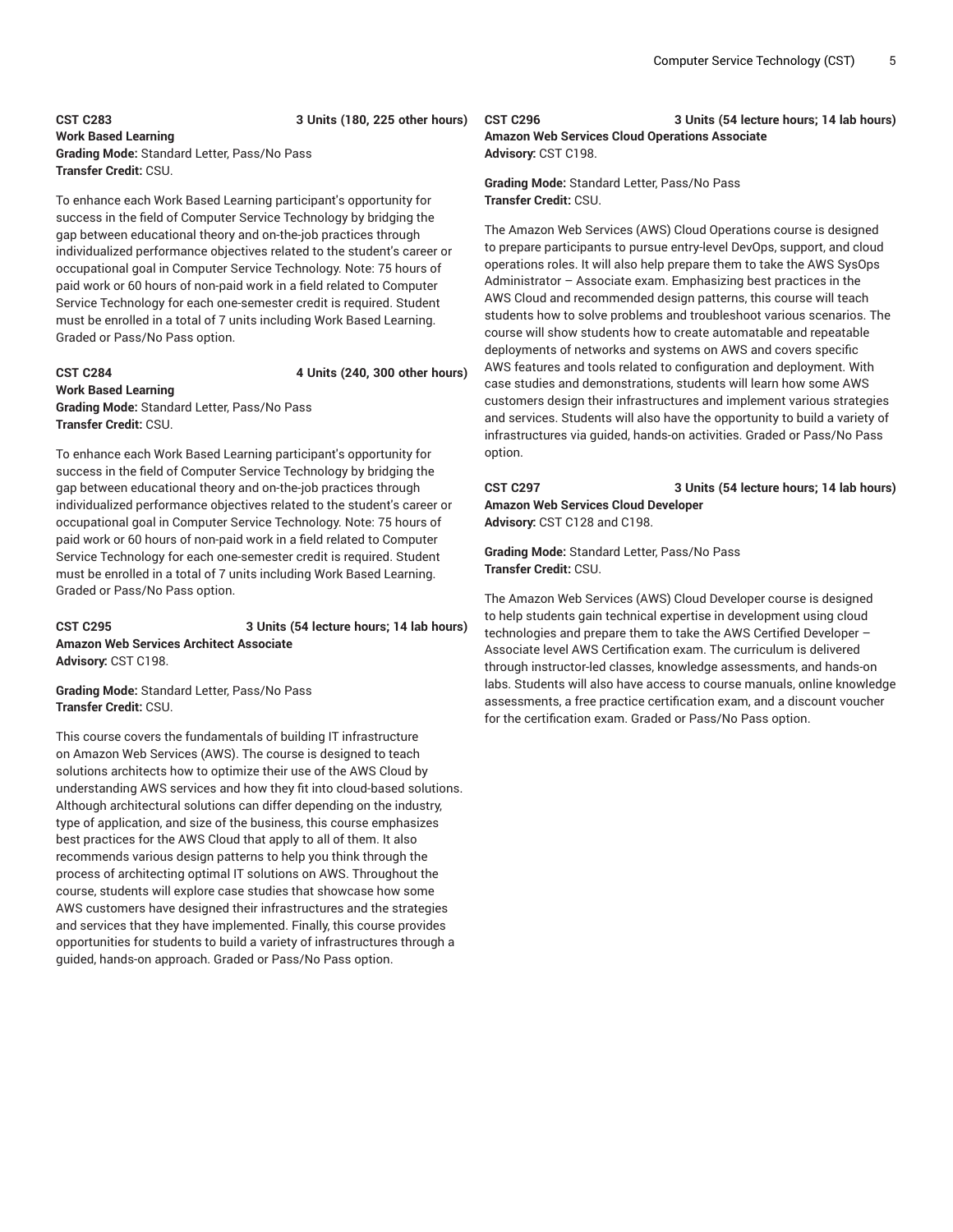**CST C283** **3 Units (180, 225 other hours)**
**Work Based Learning**
**Grading Mode:** Standard Letter, Pass/No Pass
**Transfer Credit:** CSU.

To enhance each Work Based Learning participant's opportunity for success in the field of Computer Service Technology by bridging the gap between educational theory and on-the-job practices through individualized performance objectives related to the student's career or occupational goal in Computer Service Technology. Note: 75 hours of paid work or 60 hours of non-paid work in a field related to Computer Service Technology for each one-semester credit is required. Student must be enrolled in a total of 7 units including Work Based Learning. Graded or Pass/No Pass option.

**CST C284** **4 Units (240, 300 other hours)**
**Work Based Learning**
**Grading Mode:** Standard Letter, Pass/No Pass
**Transfer Credit:** CSU.

To enhance each Work Based Learning participant's opportunity for success in the field of Computer Service Technology by bridging the gap between educational theory and on-the-job practices through individualized performance objectives related to the student's career or occupational goal in Computer Service Technology. Note: 75 hours of paid work or 60 hours of non-paid work in a field related to Computer Service Technology for each one-semester credit is required. Student must be enrolled in a total of 7 units including Work Based Learning. Graded or Pass/No Pass option.

**CST C295** **3 Units (54 lecture hours; 14 lab hours)**
**Amazon Web Services Architect Associate**
**Advisory:** CST C198.

**Grading Mode:** Standard Letter, Pass/No Pass
**Transfer Credit:** CSU.

This course covers the fundamentals of building IT infrastructure on Amazon Web Services (AWS). The course is designed to teach solutions architects how to optimize their use of the AWS Cloud by understanding AWS services and how they fit into cloud-based solutions. Although architectural solutions can differ depending on the industry, type of application, and size of the business, this course emphasizes best practices for the AWS Cloud that apply to all of them. It also recommends various design patterns to help you think through the process of architecting optimal IT solutions on AWS. Throughout the course, students will explore case studies that showcase how some AWS customers have designed their infrastructures and the strategies and services that they have implemented. Finally, this course provides opportunities for students to build a variety of infrastructures through a guided, hands-on approach. Graded or Pass/No Pass option.

**CST C296** **3 Units (54 lecture hours; 14 lab hours)**
**Amazon Web Services Cloud Operations Associate**
**Advisory:** CST C198.

**Grading Mode:** Standard Letter, Pass/No Pass
**Transfer Credit:** CSU.

The Amazon Web Services (AWS) Cloud Operations course is designed to prepare participants to pursue entry-level DevOps, support, and cloud operations roles. It will also help prepare them to take the AWS SysOps Administrator – Associate exam. Emphasizing best practices in the AWS Cloud and recommended design patterns, this course will teach students how to solve problems and troubleshoot various scenarios. The course will show students how to create automatable and repeatable deployments of networks and systems on AWS and covers specific AWS features and tools related to configuration and deployment. With case studies and demonstrations, students will learn how some AWS customers design their infrastructures and implement various strategies and services. Students will also have the opportunity to build a variety of infrastructures via guided, hands-on activities. Graded or Pass/No Pass option.

**CST C297** **3 Units (54 lecture hours; 14 lab hours)**
**Amazon Web Services Cloud Developer**
**Advisory:** CST C128 and C198.

**Grading Mode:** Standard Letter, Pass/No Pass
**Transfer Credit:** CSU.

The Amazon Web Services (AWS) Cloud Developer course is designed to help students gain technical expertise in development using cloud technologies and prepare them to take the AWS Certified Developer – Associate level AWS Certification exam. The curriculum is delivered through instructor-led classes, knowledge assessments, and hands-on labs. Students will also have access to course manuals, online knowledge assessments, a free practice certification exam, and a discount voucher for the certification exam. Graded or Pass/No Pass option.